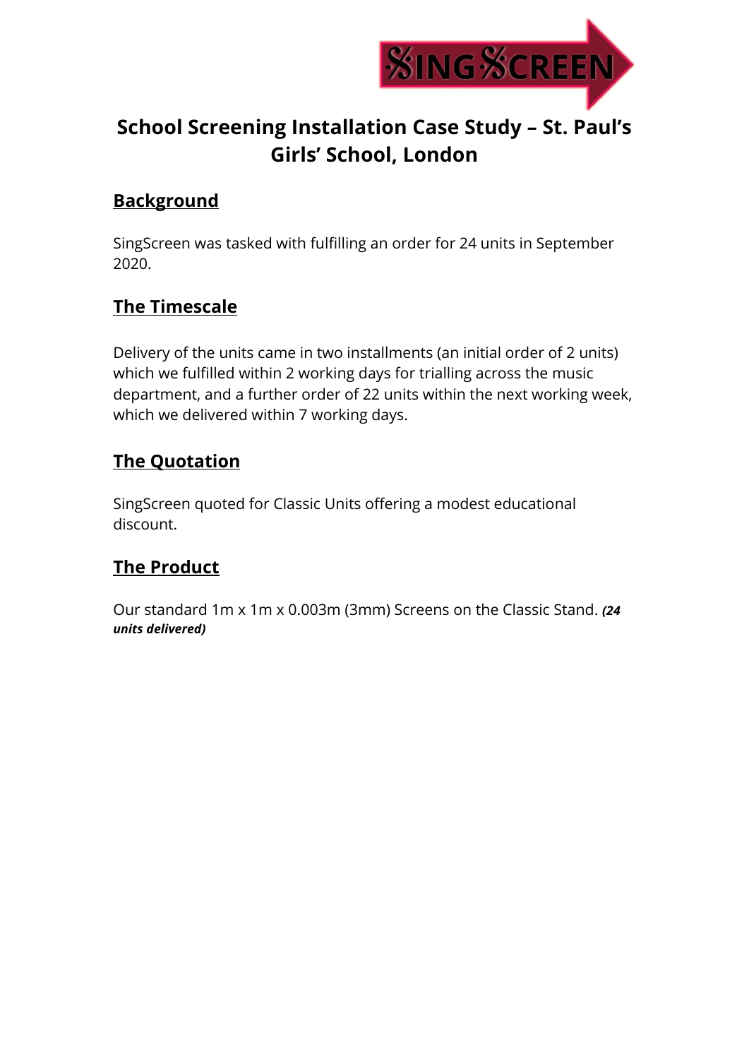# School Screening Installation Case Study – St. Paul's Girls' School, London

## Background

SingScreen was tasked with fulfilling an order for 24 units in September 2020.

## The Timescale

Delivery of the units came in two installments (an initial order of 2 units) which we fulfilled within 2 working days for trialling across the music department, and a further order of 22 units within the next working week, which we delivered within 7 working days.

## The Quotation

SingScreen quoted for Classic Units offering a modest educational discount.

## The Product

Our standard 1m x 1m x 0.003m (3mm) Screens on the Classic Stand. ***(24 units delivered)***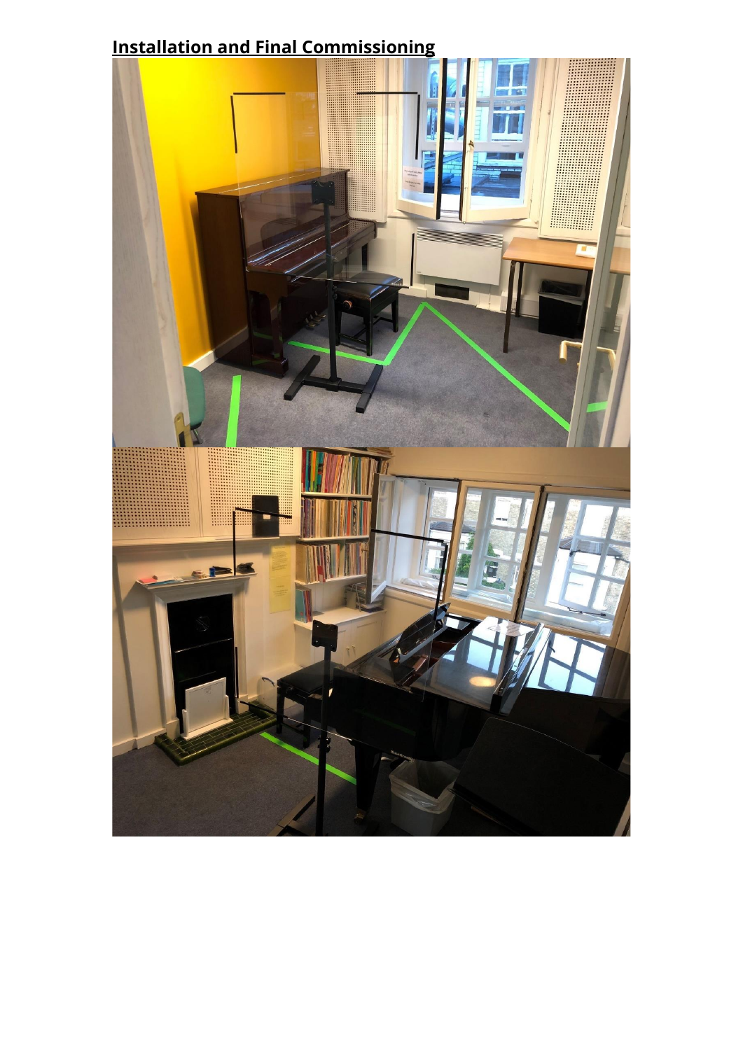## Installation and Final Commissioning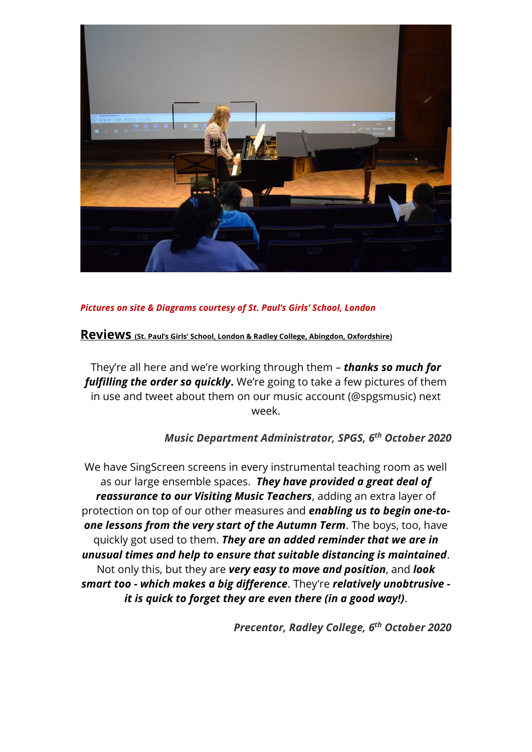***Pictures on site & Diagrams courtesy of St. Paul's Girls' School, London***

## Reviews (St. Paul's Girls' School, London & Radley College, Abingdon, Oxfordshire)

They're all here and we're working through them – ***thanks so much for fulfilling the order so quickly.*** We're going to take a few pictures of them in use and tweet about them on our music account (@spgsmusic) next week.

***Music Department Administrator, SPGS, 6th October 2020***

We have SingScreen screens in every instrumental teaching room as well as our large ensemble spaces. ***They have provided a great deal of reassurance to our Visiting Music Teachers***, adding an extra layer of protection on top of our other measures and ***enabling us to begin one-to-one lessons from the very start of the Autumn Term***. The boys, too, have quickly got used to them. ***They are an added reminder that we are in unusual times and help to ensure that suitable distancing is maintained***. Not only this, but they are ***very easy to move and position***, and ***look smart too - which makes a big difference***. They're ***relatively unobtrusive - it is quick to forget they are even there (in a good way!)***.

***Precentor, Radley College, 6th October 2020***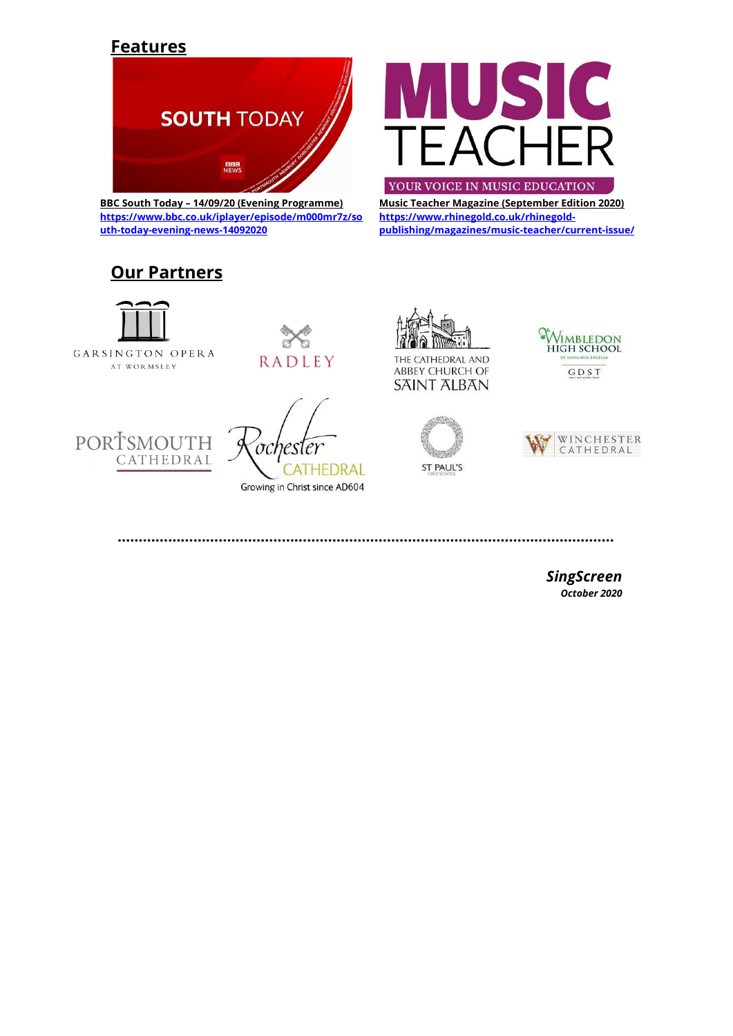## Features

**BBC South Today – 14/09/20 (Evening Programme)**
**https://www.bbc.co.uk/iplayer/episode/m000mr7z/south-today-evening-news-14092020**

**Music Teacher Magazine (September Edition 2020)**
**https://www.rhinegold.co.uk/rhinegold-publishing/magazines/music-teacher/current-issue/**

## Our Partners

Garsington Opera at Wormsley

Radley

The Cathedral and Abbey Church of Saint Alban

Wimbledon High School GDST

Portsmouth Cathedral

Rochester Cathedral – Growing in Christ since AD604

St Paul's Girls' School

Winchester Cathedral

.......................................................................................................................

***SingScreen***
***October 2020***